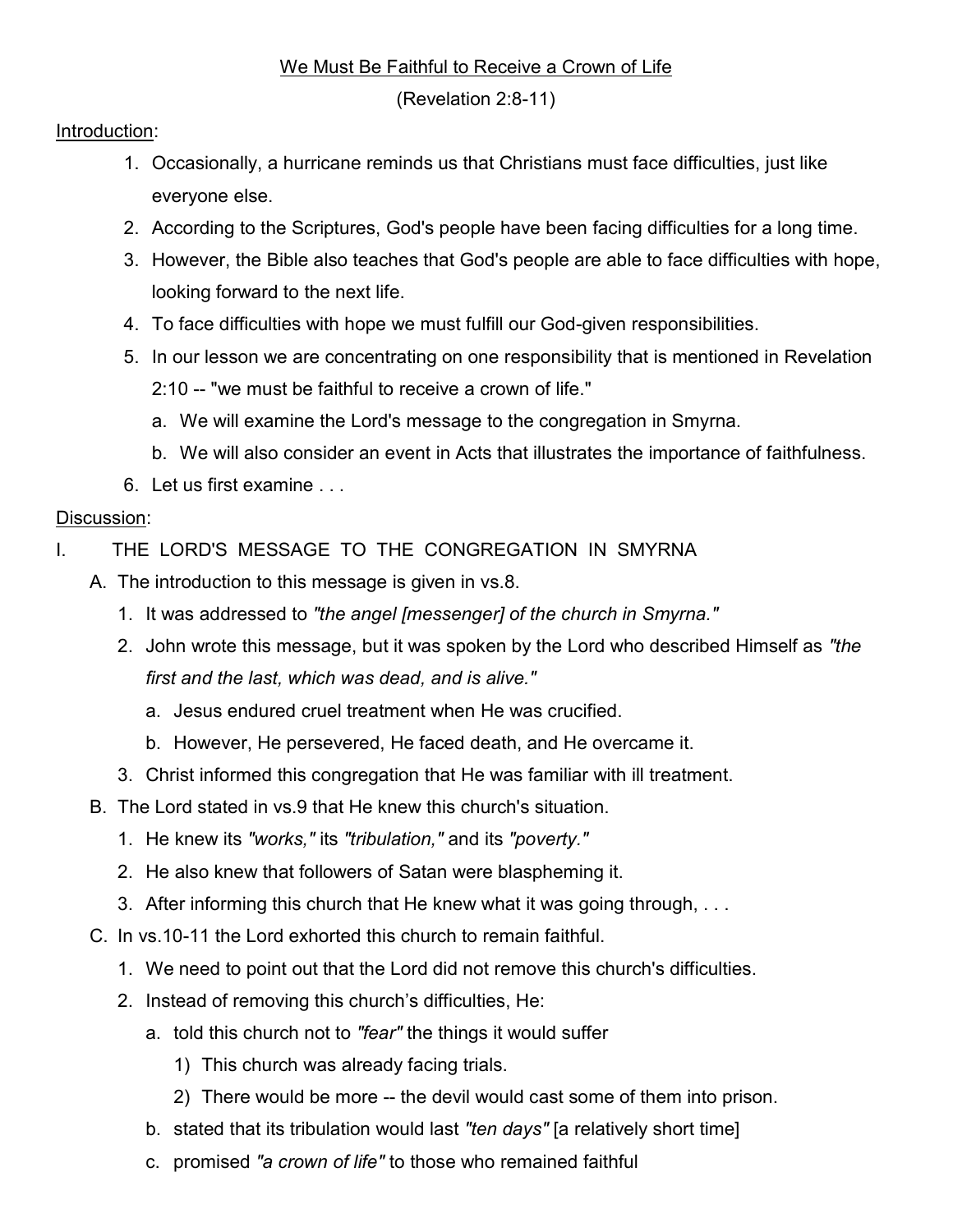# We Must Be Faithful to Receive a Crown of Life

(Revelation 2:8-11)

## Introduction:

1. Occasionally, a hurricane reminds us that Christians must face difficulties, just like everyone else.
2. According to the Scriptures, God's people have been facing difficulties for a long time.
3. However, the Bible also teaches that God's people are able to face difficulties with hope, looking forward to the next life.
4. To face difficulties with hope we must fulfill our God-given responsibilities.
5. In our lesson we are concentrating on one responsibility that is mentioned in Revelation 2:10 -- "we must be faithful to receive a crown of life."
   a. We will examine the Lord's message to the congregation in Smyrna.
   b. We will also consider an event in Acts that illustrates the importance of faithfulness.
6. Let us first examine . . .

## Discussion:

I. THE LORD'S MESSAGE TO THE CONGREGATION IN SMYRNA

A. The introduction to this message is given in vs.8.
   1. It was addressed to *"the angel [messenger] of the church in Smyrna."*
   2. John wrote this message, but it was spoken by the Lord who described Himself as *"the first and the last, which was dead, and is alive."*
      a. Jesus endured cruel treatment when He was crucified.
      b. However, He persevered, He faced death, and He overcame it.
   3. Christ informed this congregation that He was familiar with ill treatment.

B. The Lord stated in vs.9 that He knew this church's situation.
   1. He knew its *"works,"* its *"tribulation,"* and its *"poverty."*
   2. He also knew that followers of Satan were blaspheming it.
   3. After informing this church that He knew what it was going through, . . .

C. In vs.10-11 the Lord exhorted this church to remain faithful.
   1. We need to point out that the Lord did not remove this church's difficulties.
   2. Instead of removing this church's difficulties, He:
      a. told this church not to *"fear"* the things it would suffer
         1) This church was already facing trials.
         2) There would be more -- the devil would cast some of them into prison.
      b. stated that its tribulation would last *"ten days"* [a relatively short time]
      c. promised *"a crown of life"* to those who remained faithful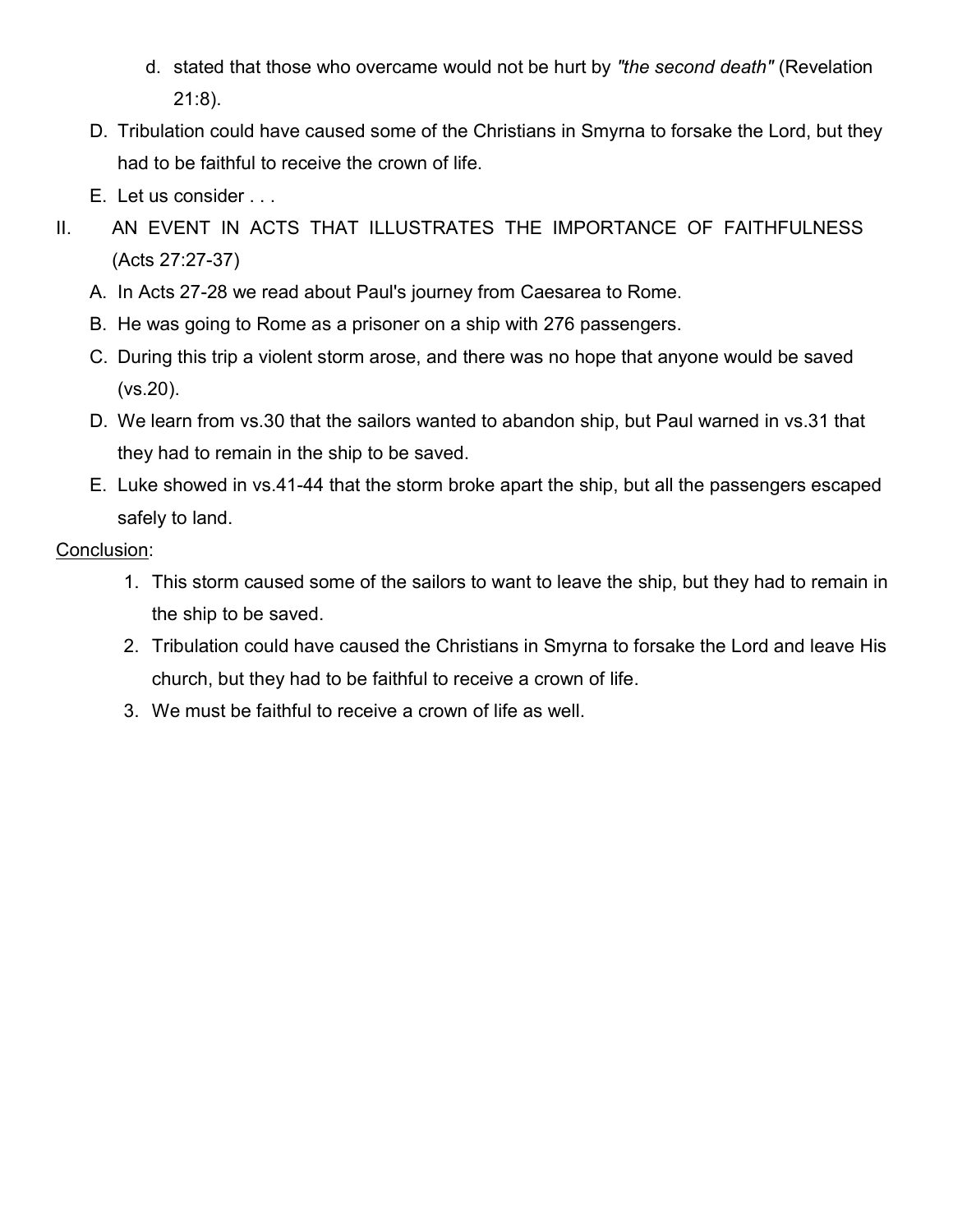d. stated that those who overcame would not be hurt by *"the second death"* (Revelation 21:8).

D. Tribulation could have caused some of the Christians in Smyrna to forsake the Lord, but they had to be faithful to receive the crown of life.

E. Let us consider . . .

II. AN EVENT IN ACTS THAT ILLUSTRATES THE IMPORTANCE OF FAITHFULNESS (Acts 27:27-37)

A. In Acts 27-28 we read about Paul's journey from Caesarea to Rome.

B. He was going to Rome as a prisoner on a ship with 276 passengers.

C. During this trip a violent storm arose, and there was no hope that anyone would be saved (vs.20).

D. We learn from vs.30 that the sailors wanted to abandon ship, but Paul warned in vs.31 that they had to remain in the ship to be saved.

E. Luke showed in vs.41-44 that the storm broke apart the ship, but all the passengers escaped safely to land.

<u>Conclusion</u>:

1. This storm caused some of the sailors to want to leave the ship, but they had to remain in the ship to be saved.
2. Tribulation could have caused the Christians in Smyrna to forsake the Lord and leave His church, but they had to be faithful to receive a crown of life.
3. We must be faithful to receive a crown of life as well.